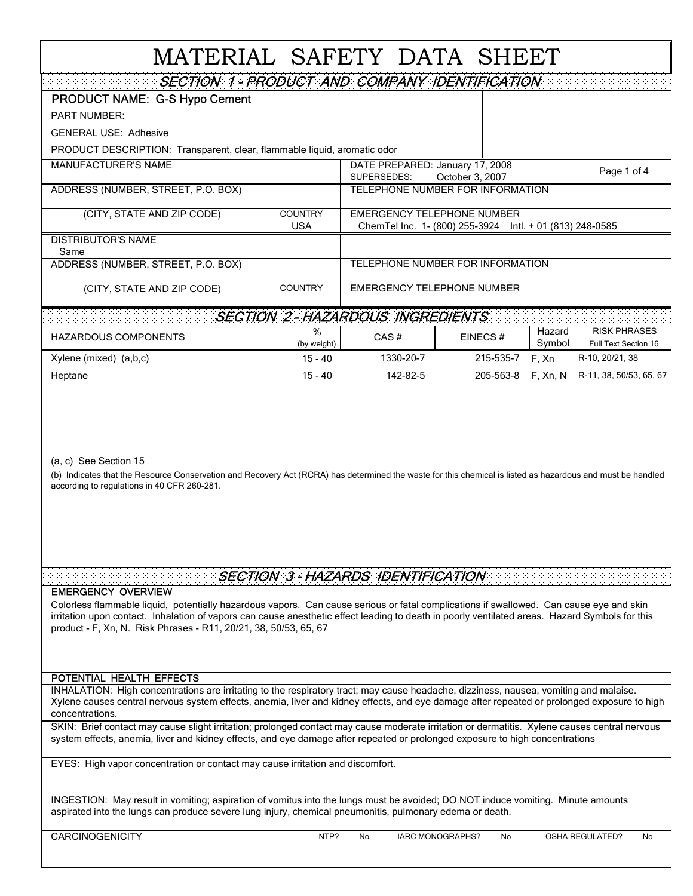# MATERIAL SAFETY DATA SHEET

## SECTION 1 - PRODUCT AND COMPANY IDENTIFICATION

**PRODUCT NAME: G-S Hypo Cement**

PART NUMBER:

GENERAL USE: Adhesive

PRODUCT DESCRIPTION: Transparent, clear, flammable liquid, aromatic odor

| | | |
|---|---|---|
| MANUFACTURER'S NAME | | DATE PREPARED: January 17, 2008<br>SUPERSEDES: October 3, 2007 |
| ADDRESS (NUMBER, STREET, P.O. BOX) | | TELEPHONE NUMBER FOR INFORMATION |
| (CITY, STATE AND ZIP CODE) | COUNTRY<br>USA | EMERGENCY TELEPHONE NUMBER<br>ChemTel Inc. 1- (800) 255-3924 Intl. + 01 (813) 248-0585 |
| DISTRIBUTOR'S NAME<br>Same | | |
| ADDRESS (NUMBER, STREET, P.O. BOX) | | TELEPHONE NUMBER FOR INFORMATION |
| (CITY, STATE AND ZIP CODE) | COUNTRY | EMERGENCY TELEPHONE NUMBER |

## SECTION 2 - HAZARDOUS INGREDIENTS

| HAZARDOUS COMPONENTS | % (by weight) | CAS # | EINECS # | Hazard Symbol | RISK PHRASES Full Text Section 16 |
|---|---|---|---|---|---|
| Xylene (mixed) (a,b,c) | 15 - 40 | 1330-20-7 | 215-535-7 | F, Xn | R-10, 20/21, 38 |
| Heptane | 15 - 40 | 142-82-5 | 205-563-8 | F, Xn, N | R-11, 38, 50/53, 65, 67 |

(a, c) See Section 15

(b) Indicates that the Resource Conservation and Recovery Act (RCRA) has determined the waste for this chemical is listed as hazardous and must be handled according to regulations in 40 CFR 260-281.

## SECTION 3 - HAZARDS IDENTIFICATION

### EMERGENCY OVERVIEW

Colorless flammable liquid, potentially hazardous vapors. Can cause serious or fatal complications if swallowed. Can cause eye and skin irritation upon contact. Inhalation of vapors can cause anesthetic effect leading to death in poorly ventilated areas. Hazard Symbols for this product - F, Xn, N. Risk Phrases - R11, 20/21, 38, 50/53, 65, 67

### POTENTIAL HEALTH EFFECTS

INHALATION: High concentrations are irritating to the respiratory tract; may cause headache, dizziness, nausea, vomiting and malaise. Xylene causes central nervous system effects, anemia, liver and kidney effects, and eye damage after repeated or prolonged exposure to high concentrations.

SKIN: Brief contact may cause slight irritation; prolonged contact may cause moderate irritation or dermatitis. Xylene causes central nervous system effects, anemia, liver and kidney effects, and eye damage after repeated or prolonged exposure to high concentrations

EYES: High vapor concentration or contact may cause irritation and discomfort.

INGESTION: May result in vomiting; aspiration of vomitus into the lungs must be avoided; DO NOT induce vomiting. Minute amounts aspirated into the lungs can produce severe lung injury, chemical pneumonitis, pulmonary edema or death.

| CARCINOGENICITY | NTP? | IARC MONOGRAPHS? | OSHA REGULATED? |
|---|---|---|---|
| | No | No | No |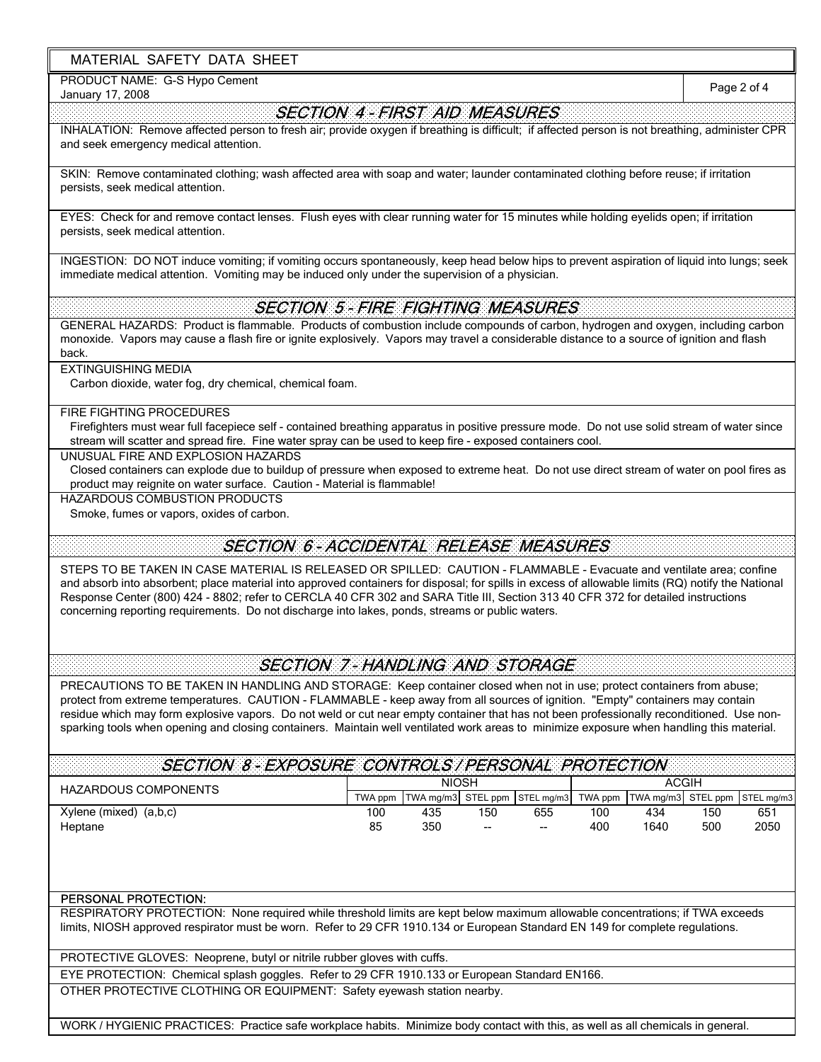MATERIAL SAFETY DATA SHEET

PRODUCT NAME: G-S Hypo Cement
January 17, 2008

## SECTION 4 - FIRST AID MEASURES

INHALATION: Remove affected person to fresh air; provide oxygen if breathing is difficult; if affected person is not breathing, administer CPR and seek emergency medical attention.

SKIN: Remove contaminated clothing; wash affected area with soap and water; launder contaminated clothing before reuse; if irritation persists, seek medical attention.

EYES: Check for and remove contact lenses. Flush eyes with clear running water for 15 minutes while holding eyelids open; if irritation persists, seek medical attention.

INGESTION: DO NOT induce vomiting; if vomiting occurs spontaneously, keep head below hips to prevent aspiration of liquid into lungs; seek immediate medical attention. Vomiting may be induced only under the supervision of a physician.

## SECTION 5 - FIRE FIGHTING MEASURES

GENERAL HAZARDS: Product is flammable. Products of combustion include compounds of carbon, hydrogen and oxygen, including carbon monoxide. Vapors may cause a flash fire or ignite explosively. Vapors may travel a considerable distance to a source of ignition and flash back.

EXTINGUISHING MEDIA

Carbon dioxide, water fog, dry chemical, chemical foam.

FIRE FIGHTING PROCEDURES

Firefighters must wear full facepiece self - contained breathing apparatus in positive pressure mode. Do not use solid stream of water since stream will scatter and spread fire. Fine water spray can be used to keep fire - exposed containers cool.

UNUSUAL FIRE AND EXPLOSION HAZARDS

Closed containers can explode due to buildup of pressure when exposed to extreme heat. Do not use direct stream of water on pool fires as product may reignite on water surface. Caution - Material is flammable!

HAZARDOUS COMBUSTION PRODUCTS

Smoke, fumes or vapors, oxides of carbon.

## SECTION 6 - ACCIDENTAL RELEASE MEASURES

STEPS TO BE TAKEN IN CASE MATERIAL IS RELEASED OR SPILLED: CAUTION - FLAMMABLE - Evacuate and ventilate area; confine and absorb into absorbent; place material into approved containers for disposal; for spills in excess of allowable limits (RQ) notify the National Response Center (800) 424 - 8802; refer to CERCLA 40 CFR 302 and SARA Title III, Section 313 40 CFR 372 for detailed instructions concerning reporting requirements. Do not discharge into lakes, ponds, streams or public waters.

## SECTION 7 - HANDLING AND STORAGE

PRECAUTIONS TO BE TAKEN IN HANDLING AND STORAGE: Keep container closed when not in use; protect containers from abuse; protect from extreme temperatures. CAUTION - FLAMMABLE - keep away from all sources of ignition. "Empty" containers may contain residue which may form explosive vapors. Do not weld or cut near empty container that has not been professionally reconditioned. Use non-sparking tools when opening and closing containers. Maintain well ventilated work areas to minimize exposure when handling this material.

## SECTION 8 - EXPOSURE CONTROLS / PERSONAL PROTECTION

| HAZARDOUS COMPONENTS | NIOSH | | | | ACGIH | | | |
|---|---|---|---|---|---|---|---|---|
| | TWA ppm | TWA mg/m3 | STEL ppm | STEL mg/m3 | TWA ppm | TWA mg/m3 | STEL ppm | STEL mg/m3 |
| Xylene (mixed) (a,b,c) | 100 | 435 | 150 | 655 | 100 | 434 | 150 | 651 |
| Heptane | 85 | 350 | -- | -- | 400 | 1640 | 500 | 2050 |

**PERSONAL PROTECTION:**

RESPIRATORY PROTECTION: None required while threshold limits are kept below maximum allowable concentrations; if TWA exceeds limits, NIOSH approved respirator must be worn. Refer to 29 CFR 1910.134 or European Standard EN 149 for complete regulations.

PROTECTIVE GLOVES: Neoprene, butyl or nitrile rubber gloves with cuffs.

EYE PROTECTION: Chemical splash goggles. Refer to 29 CFR 1910.133 or European Standard EN166.

OTHER PROTECTIVE CLOTHING OR EQUIPMENT: Safety eyewash station nearby.

WORK / HYGIENIC PRACTICES: Practice safe workplace habits. Minimize body contact with this, as well as all chemicals in general.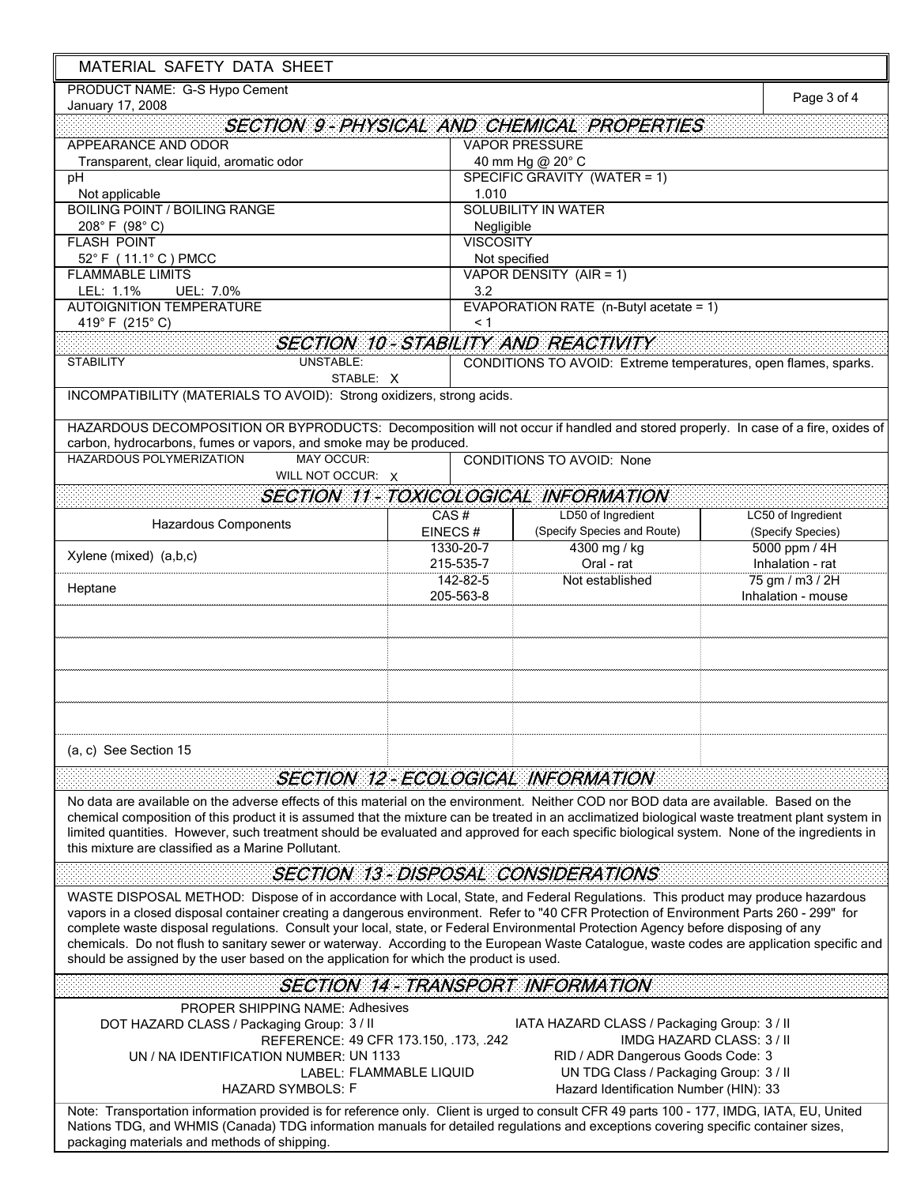MATERIAL SAFETY DATA SHEET

PRODUCT NAME: G-S Hypo Cement
January 17, 2008

## SECTION 9 - PHYSICAL AND CHEMICAL PROPERTIES

| | |
|---|---|
| APPEARANCE AND ODOR<br>Transparent, clear liquid, aromatic odor | VAPOR PRESSURE<br>40 mm Hg @ 20° C |
| pH<br>Not applicable | SPECIFIC GRAVITY (WATER = 1)<br>1.010 |
| BOILING POINT / BOILING RANGE<br>208° F (98° C) | SOLUBILITY IN WATER<br>Negligible |
| FLASH POINT<br>52° F ( 11.1° C ) PMCC | VISCOSITY<br>Not specified |
| FLAMMABLE LIMITS<br>LEL: 1.1% UEL: 7.0% | VAPOR DENSITY (AIR = 1)<br>3.2 |
| AUTOIGNITION TEMPERATURE<br>419° F (215° C) | EVAPORATION RATE (n-Butyl acetate = 1)<br>< 1 |

## SECTION 10 - STABILITY AND REACTIVITY

| | |
|---|---|
| STABILITY UNSTABLE:<br>STABLE: X | CONDITIONS TO AVOID: Extreme temperatures, open flames, sparks. |

INCOMPATIBILITY (MATERIALS TO AVOID): Strong oxidizers, strong acids.

HAZARDOUS DECOMPOSITION OR BYPRODUCTS: Decomposition will not occur if handled and stored properly. In case of a fire, oxides of carbon, hydrocarbons, fumes or vapors, and smoke may be produced.

| | |
|---|---|
| HAZARDOUS POLYMERIZATION MAY OCCUR:<br>WILL NOT OCCUR: X | CONDITIONS TO AVOID: None |

## SECTION 11 - TOXICOLOGICAL INFORMATION

| Hazardous Components | CAS #<br>EINECS # | LD50 of Ingredient<br>(Specify Species and Route) | LC50 of Ingredient<br>(Specify Species) |
|---|---|---|---|
| Xylene (mixed) (a,b,c) | 1330-20-7<br>215-535-7 | 4300 mg / kg<br>Oral - rat | 5000 ppm / 4H<br>Inhalation - rat |
| Heptane | 142-82-5<br>205-563-8 | Not established | 75 gm / m3 / 2H<br>Inhalation - mouse |
| (a, c) See Section 15 | | | |

## SECTION 12 - ECOLOGICAL INFORMATION

No data are available on the adverse effects of this material on the environment. Neither COD nor BOD data are available. Based on the chemical composition of this product it is assumed that the mixture can be treated in an acclimatized biological waste treatment plant system in limited quantities. However, such treatment should be evaluated and approved for each specific biological system. None of the ingredients in this mixture are classified as a Marine Pollutant.

## SECTION 13 - DISPOSAL CONSIDERATIONS

WASTE DISPOSAL METHOD: Dispose of in accordance with Local, State, and Federal Regulations. This product may produce hazardous vapors in a closed disposal container creating a dangerous environment. Refer to "40 CFR Protection of Environment Parts 260 - 299" for complete waste disposal regulations. Consult your local, state, or Federal Environmental Protection Agency before disposing of any chemicals. Do not flush to sanitary sewer or waterway. According to the European Waste Catalogue, waste codes are application specific and should be assigned by the user based on the application for which the product is used.

## SECTION 14 - TRANSPORT INFORMATION

PROPER SHIPPING NAME: Adhesives
DOT HAZARD CLASS / Packaging Group: 3 / II
REFERENCE: 49 CFR 173.150, .173, .242
UN / NA IDENTIFICATION NUMBER: UN 1133
LABEL: FLAMMABLE LIQUID
HAZARD SYMBOLS: F

IATA HAZARD CLASS / Packaging Group: 3 / II
IMDG HAZARD CLASS: 3 / II
RID / ADR Dangerous Goods Code: 3
UN TDG Class / Packaging Group: 3 / II
Hazard Identification Number (HIN): 33

Note: Transportation information provided is for reference only. Client is urged to consult CFR 49 parts 100 - 177, IMDG, IATA, EU, United Nations TDG, and WHMIS (Canada) TDG information manuals for detailed regulations and exceptions covering specific container sizes, packaging materials and methods of shipping.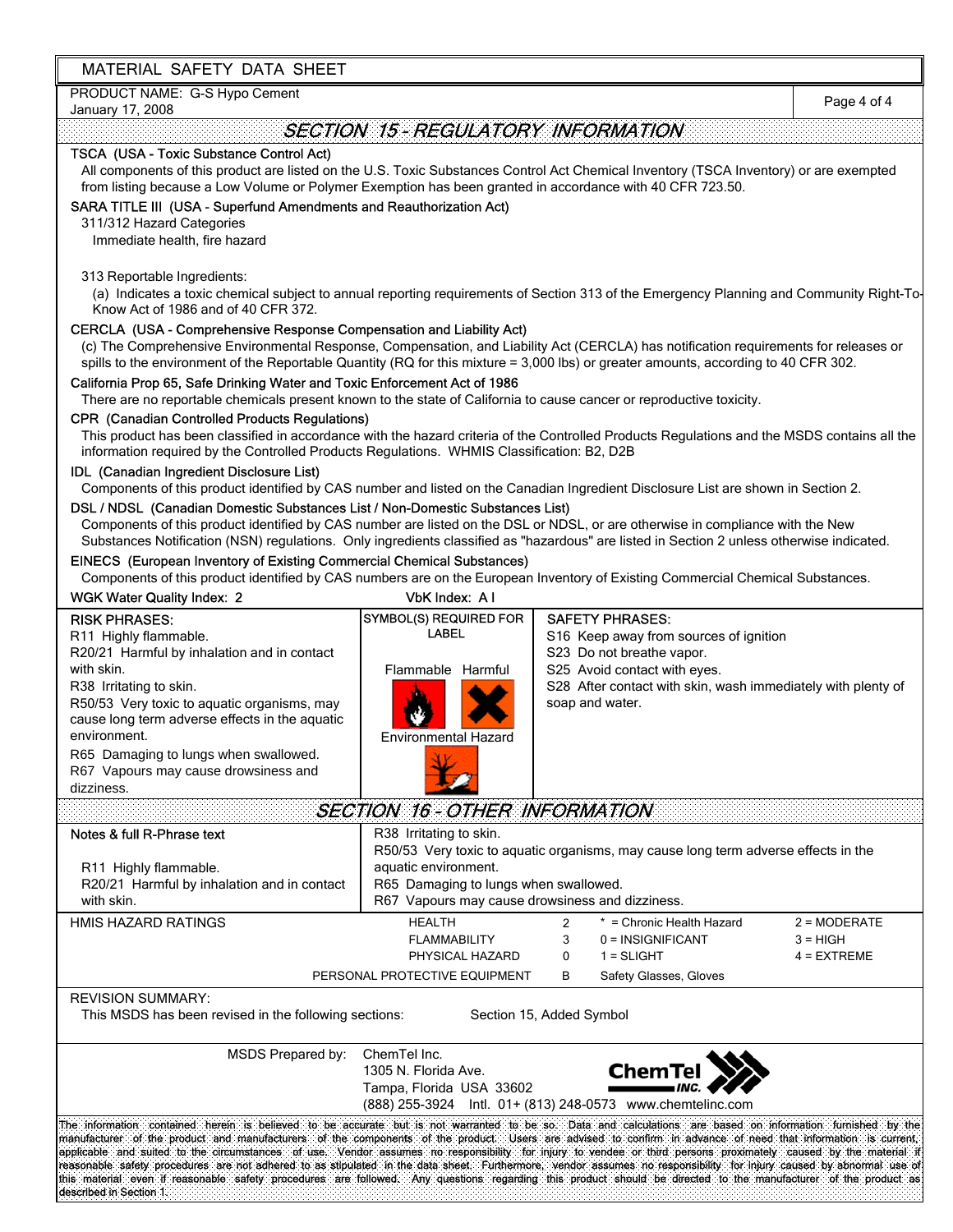MATERIAL SAFETY DATA SHEET

PRODUCT NAME: G-S Hypo Cement
January 17, 2008

## SECTION 15 - REGULATORY INFORMATION

**TSCA (USA - Toxic Substance Control Act)**

All components of this product are listed on the U.S. Toxic Substances Control Act Chemical Inventory (TSCA Inventory) or are exempted from listing because a Low Volume or Polymer Exemption has been granted in accordance with 40 CFR 723.50.

**SARA TITLE III (USA - Superfund Amendments and Reauthorization Act)**

311/312 Hazard Categories

Immediate health, fire hazard

313 Reportable Ingredients:

(a) Indicates a toxic chemical subject to annual reporting requirements of Section 313 of the Emergency Planning and Community Right-To-Know Act of 1986 and of 40 CFR 372.

**CERCLA (USA - Comprehensive Response Compensation and Liability Act)**

(c) The Comprehensive Environmental Response, Compensation, and Liability Act (CERCLA) has notification requirements for releases or spills to the environment of the Reportable Quantity (RQ for this mixture = 3,000 lbs) or greater amounts, according to 40 CFR 302.

**California Prop 65, Safe Drinking Water and Toxic Enforcement Act of 1986**

There are no reportable chemicals present known to the state of California to cause cancer or reproductive toxicity.

**CPR (Canadian Controlled Products Regulations)**

This product has been classified in accordance with the hazard criteria of the Controlled Products Regulations and the MSDS contains all the information required by the Controlled Products Regulations. WHMIS Classification: B2, D2B

**IDL (Canadian Ingredient Disclosure List)**

Components of this product identified by CAS number and listed on the Canadian Ingredient Disclosure List are shown in Section 2.

**DSL / NDSL (Canadian Domestic Substances List / Non-Domestic Substances List)**

Components of this product identified by CAS number are listed on the DSL or NDSL, or are otherwise in compliance with the New Substances Notification (NSN) regulations. Only ingredients classified as "hazardous" are listed in Section 2 unless otherwise indicated.

**EINECS (European Inventory of Existing Commercial Chemical Substances)**

Components of this product identified by CAS numbers are on the European Inventory of Existing Commercial Chemical Substances.

WGK Water Quality Index: 2 VbK Index: A I

| RISK PHRASES: | SYMBOL(S) REQUIRED FOR LABEL | SAFETY PHRASES: |
|---|---|---|
| R11 Highly flammable.<br>R20/21 Harmful by inhalation and in contact with skin.<br>R38 Irritating to skin.<br>R50/53 Very toxic to aquatic organisms, may cause long term adverse effects in the aquatic environment.<br>R65 Damaging to lungs when swallowed.<br>R67 Vapours may cause drowsiness and dizziness. | Flammable Harmful<br>Environmental Hazard | S16 Keep away from sources of ignition<br>S23 Do not breathe vapor.<br>S25 Avoid contact with eyes.<br>S28 After contact with skin, wash immediately with plenty of soap and water. |

## SECTION 16 - OTHER INFORMATION

**Notes & full R-Phrase text**

R11 Highly flammable.
R20/21 Harmful by inhalation and in contact with skin.
R38 Irritating to skin.
R50/53 Very toxic to aquatic organisms, may cause long term adverse effects in the aquatic environment.
R65 Damaging to lungs when swallowed.
R67 Vapours may cause drowsiness and dizziness.

| HMIS HAZARD RATINGS | | | | |
|---|---|---|---|---|
| HEALTH | 2 | * = Chronic Health Hazard | 2 = MODERATE |
| FLAMMABILITY | 3 | 0 = INSIGNIFICANT | 3 = HIGH |
| PHYSICAL HAZARD | 0 | 1 = SLIGHT | 4 = EXTREME |
| PERSONAL PROTECTIVE EQUIPMENT | B | Safety Glasses, Gloves | |

REVISION SUMMARY:

This MSDS has been revised in the following sections: Section 15, Added Symbol

MSDS Prepared by: ChemTel Inc.
1305 N. Florida Ave.
Tampa, Florida USA 33602
(888) 255-3924 Intl. 01+ (813) 248-0573 www.chemtelinc.com

The information contained herein is believed to be accurate but is not warranted to be so. Data and calculations are based on information furnished by the manufacturer of the product and manufacturers of the components of the product. Users are advised to confirm in advance of need that information is current, applicable and suited to the circumstances of use. Vendor assumes no responsibility for injury to vendee or third persons proximately caused by the material if reasonable safety procedures are not adhered to as stipulated in the data sheet. Furthermore, vendor assumes no responsibility for injury caused by abnormal use of this material even if reasonable safety procedures are followed. Any questions regarding this product should be directed to the manufacturer of the product as described in Section 1.